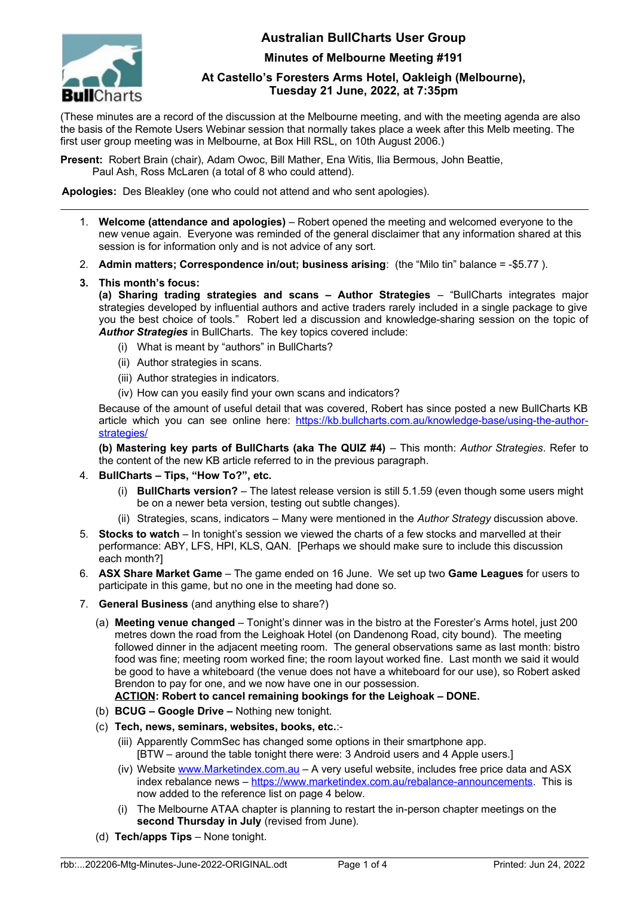# Australian BullCharts User Group

## Minutes of Melbourne Meeting #191

### At Castello's Foresters Arms Hotel, Oakleigh (Melbourne), Tuesday 21 June, 2022, at 7:35pm

(These minutes are a record of the discussion at the Melbourne meeting, and with the meeting agenda are also the basis of the Remote Users Webinar session that normally takes place a week after this Melb meeting. The first user group meeting was in Melbourne, at Box Hill RSL, on 10th August 2006.)

**Present:** Robert Brain (chair), Adam Owoc, Bill Mather, Ena Witis, Ilia Bermous, John Beattie, Paul Ash, Ross McLaren (a total of 8 who could attend).

**Apologies:** Des Bleakley (one who could not attend and who sent apologies).

---

1. **Welcome (attendance and apologies)** – Robert opened the meeting and welcomed everyone to the new venue again. Everyone was reminded of the general disclaimer that any information shared at this session is for information only and is not advice of any sort.
2. **Admin matters; Correspondence in/out; business arising**: (the "Milo tin" balance = -$5.77 ).
3. **This month's focus:**
   **(a) Sharing trading strategies and scans – Author Strategies** – "BullCharts integrates major strategies developed by influential authors and active traders rarely included in a single package to give you the best choice of tools." Robert led a discussion and knowledge-sharing session on the topic of ***Author Strategies*** in BullCharts. The key topics covered include:
   - (i) What is meant by "authors" in BullCharts?
   - (ii) Author strategies in scans.
   - (iii) Author strategies in indicators.
   - (iv) How can you easily find your own scans and indicators?

   Because of the amount of useful detail that was covered, Robert has since posted a new BullCharts KB article which you can see online here: https://kb.bullcharts.com.au/knowledge-base/using-the-author-strategies/

   **(b) Mastering key parts of BullCharts (aka The QUIZ #4)** – This month: *Author Strategies*. Refer to the content of the new KB article referred to in the previous paragraph.
4. **BullCharts – Tips, "How To?", etc.**
   - (i) **BullCharts version?** – The latest release version is still 5.1.59 (even though some users might be on a newer beta version, testing out subtle changes).
   - (ii) Strategies, scans, indicators – Many were mentioned in the *Author Strategy* discussion above.
5. **Stocks to watch** – In tonight's session we viewed the charts of a few stocks and marvelled at their performance: ABY, LFS, HPI, KLS, QAN. [Perhaps we should make sure to include this discussion each month?]
6. **ASX Share Market Game** – The game ended on 16 June. We set up two **Game Leagues** for users to participate in this game, but no one in the meeting had done so.
7. **General Business** (and anything else to share?)
   - (a) **Meeting venue changed** – Tonight's dinner was in the bistro at the Forester's Arms hotel, just 200 metres down the road from the Leighoak Hotel (on Dandenong Road, city bound). The meeting followed dinner in the adjacent meeting room. The general observations same as last month: bistro food was fine; meeting room worked fine; the room layout worked fine. Last month we said it would be good to have a whiteboard (the venue does not have a whiteboard for our use), so Robert asked Brendon to pay for one, and we now have one in our possession.
     **ACTION: Robert to cancel remaining bookings for the Leighoak – DONE.**
   - (b) **BCUG – Google Drive –** Nothing new tonight.
   - (c) **Tech, news, seminars, websites, books, etc.**:-
     - (iii) Apparently CommSec has changed some options in their smartphone app.
       [BTW – around the table tonight there were: 3 Android users and 4 Apple users.]
     - (iv) Website www.Marketindex.com.au – A very useful website, includes free price data and ASX index rebalance news – https://www.marketindex.com.au/rebalance-announcements. This is now added to the reference list on page 4 below.
     - (i) The Melbourne ATAA chapter is planning to restart the in-person chapter meetings on the **second Thursday in July** (revised from June).
   - (d) **Tech/apps Tips** – None tonight.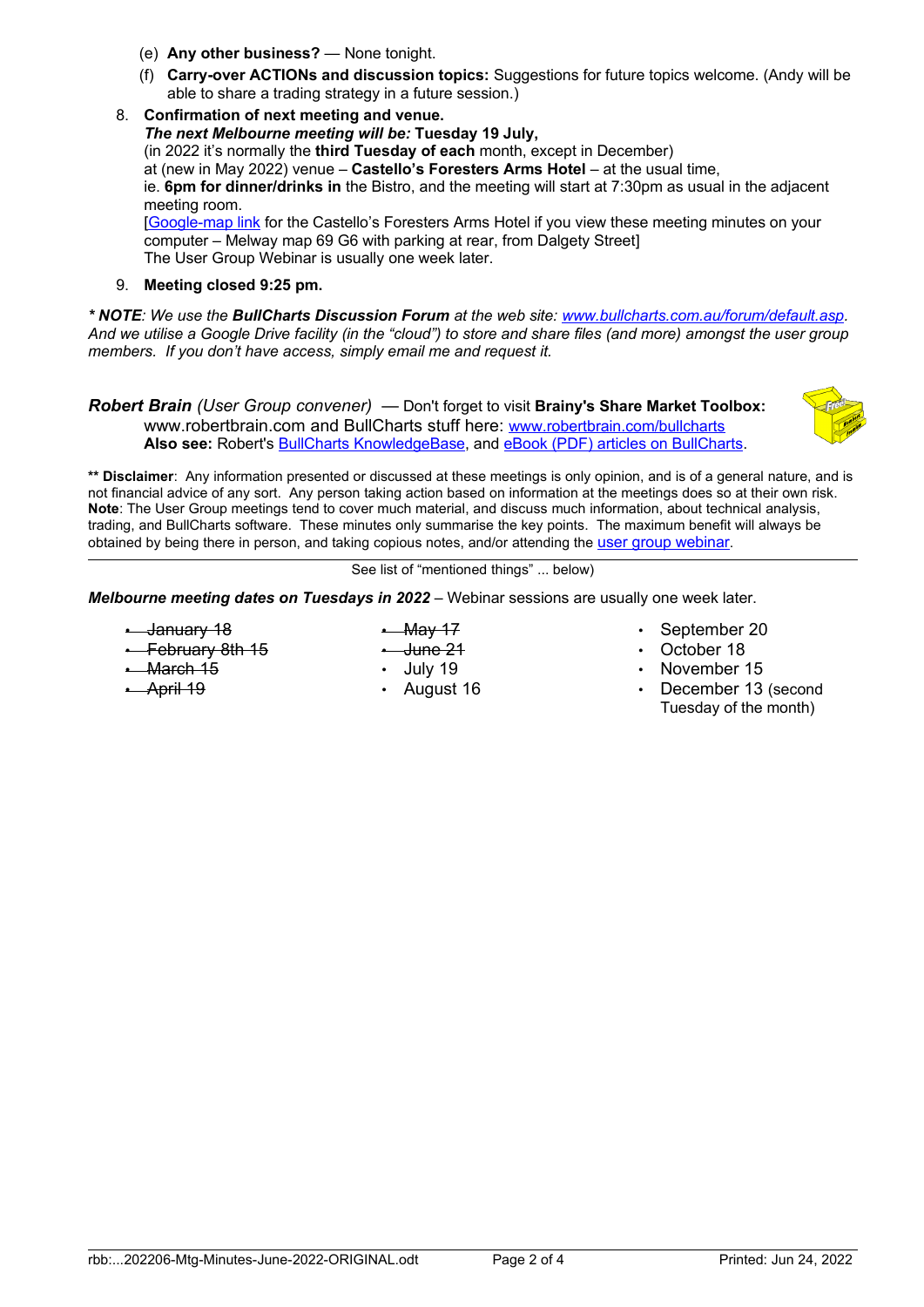(e) **Any other business?** — None tonight.

(f) **Carry-over ACTIONs and discussion topics:** Suggestions for future topics welcome. (Andy will be able to share a trading strategy in a future session.)

8. **Confirmation of next meeting and venue.**
   ***The next Melbourne meeting will be:*** **Tuesday 19 July,**
   (in 2022 it's normally the **third Tuesday of each** month, except in December)
   at (new in May 2022) venue – **Castello's Foresters Arms Hotel** – at the usual time,
   ie. **6pm for dinner/drinks in** the Bistro, and the meeting will start at 7:30pm as usual in the adjacent meeting room.
   [Google-map link for the Castello's Foresters Arms Hotel if you view these meeting minutes on your computer – Melway map 69 G6 with parking at rear, from Dalgety Street]
   The User Group Webinar is usually one week later.

9. **Meeting closed 9:25 pm.**

*\* **NOTE**: We use the **BullCharts Discussion Forum** at the web site: www.bullcharts.com.au/forum/default.asp. And we utilise a Google Drive facility (in the "cloud") to store and share files (and more) amongst the user group members. If you don't have access, simply email me and request it.*

***Robert Brain*** *(User Group convener)* — Don't forget to visit **Brainy's Share Market Toolbox:** www.robertbrain.com and BullCharts stuff here: www.robertbrain.com/bullcharts
**Also see:** Robert's BullCharts KnowledgeBase, and eBook (PDF) articles on BullCharts.

**\*\* Disclaimer**: Any information presented or discussed at these meetings is only opinion, and is of a general nature, and is not financial advice of any sort. Any person taking action based on information at the meetings does so at their own risk.
**Note**: The User Group meetings tend to cover much material, and discuss much information, about technical analysis, trading, and BullCharts software. These minutes only summarise the key points. The maximum benefit will always be obtained by being there in person, and taking copious notes, and/or attending the user group webinar.

---

See list of "mentioned things" ... below)

***Melbourne meeting dates on Tuesdays in 2022*** – Webinar sessions are usually one week later.

- ~~January 18~~
- ~~February 8th 15~~
- ~~March 15~~
- ~~April 19~~
- ~~May 17~~
- ~~June 21~~
- July 19
- August 16
- September 20
- October 18
- November 15
- December 13 (second Tuesday of the month)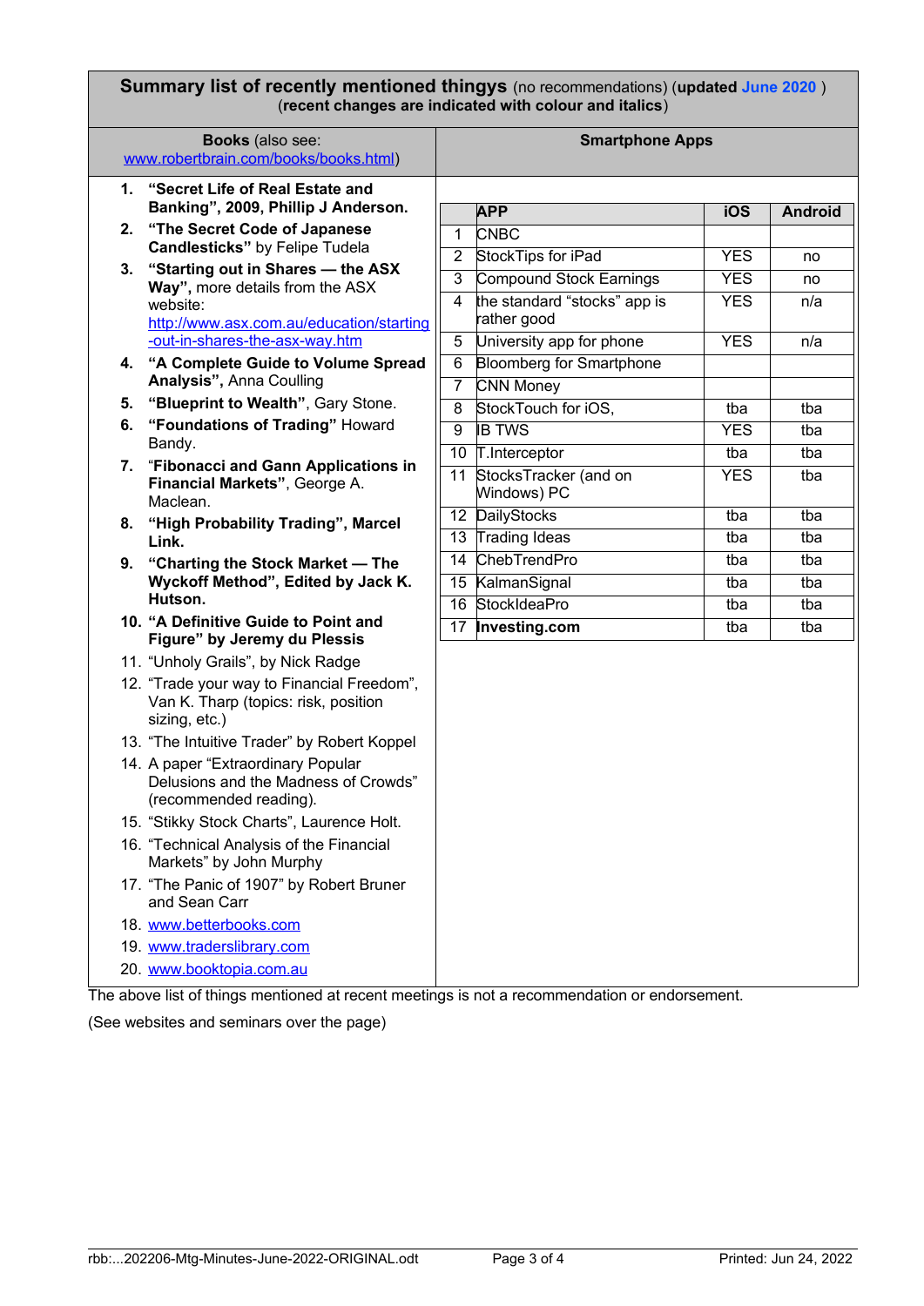**Summary list of recently mentioned thingys** (no recommendations) (**updated *June 2020*** )
(**recent changes are indicated with colour and italics**)

## Books (also see: www.robertbrain.com/books/books.html)

1. **"Secret Life of Real Estate and Banking", 2009, Phillip J Anderson.**
2. **"The Secret Code of Japanese Candlesticks"** by Felipe Tudela
3. **"Starting out in Shares — the ASX Way",** more details from the ASX website: http://www.asx.com.au/education/starting-out-in-shares-the-asx-way.htm
4. **"A Complete Guide to Volume Spread Analysis",** Anna Coulling
5. **"Blueprint to Wealth"**, Gary Stone.
6. **"Foundations of Trading"** Howard Bandy.
7. "**Fibonacci and Gann Applications in Financial Markets"**, George A. Maclean.
8. **"High Probability Trading", Marcel Link.**
9. **"Charting the Stock Market — The Wyckoff Method", Edited by Jack K. Hutson.**
10. **"A Definitive Guide to Point and Figure" by Jeremy du Plessis**
11. "Unholy Grails", by Nick Radge
12. "Trade your way to Financial Freedom", Van K. Tharp (topics: risk, position sizing, etc.)
13. "The Intuitive Trader" by Robert Koppel
14. A paper "Extraordinary Popular Delusions and the Madness of Crowds" (recommended reading).
15. "Stikky Stock Charts", Laurence Holt.
16. "Technical Analysis of the Financial Markets" by John Murphy
17. "The Panic of 1907" by Robert Bruner and Sean Carr
18. www.betterbooks.com
19. www.traderslibrary.com
20. www.booktopia.com.au

## Smartphone Apps

| | APP | iOS | Android |
|---|---|---|---|
| 1 | CNBC | | |
| 2 | StockTips for iPad | YES | no |
| 3 | Compound Stock Earnings | YES | no |
| 4 | the standard "stocks" app is rather good | YES | n/a |
| 5 | University app for phone | YES | n/a |
| 6 | Bloomberg for Smartphone | | |
| 7 | CNN Money | | |
| 8 | StockTouch for iOS, | tba | tba |
| 9 | IB TWS | YES | tba |
| 10 | T.Interceptor | tba | tba |
| 11 | StocksTracker (and on Windows) PC | YES | tba |
| 12 | DailyStocks | tba | tba |
| 13 | Trading Ideas | tba | tba |
| 14 | ChebTrendPro | tba | tba |
| 15 | KalmanSignal | tba | tba |
| 16 | StockIdeaPro | tba | tba |
| 17 | **Investing.com** | tba | tba |

The above list of things mentioned at recent meetings is not a recommendation or endorsement.

(See websites and seminars over the page)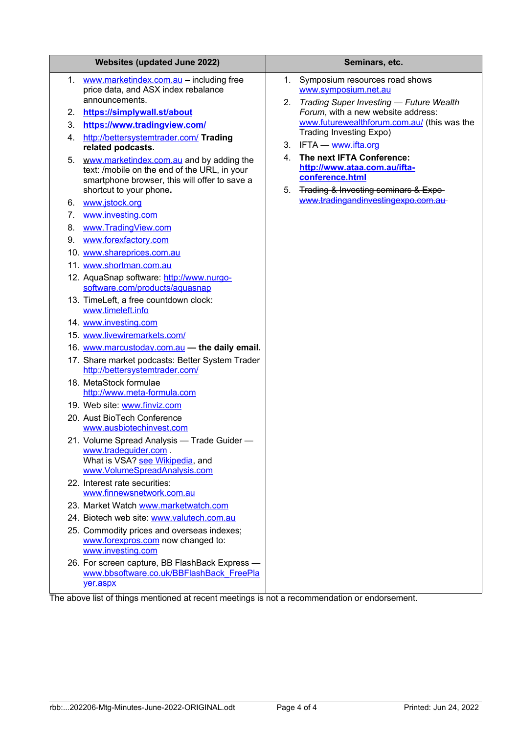| Websites (updated June 2022) | Seminars, etc. |
|---|---|
| 1. www.marketindex.com.au – including free price data, and ASX index rebalance announcements.<br>2. **https://simplywall.st/about**<br>3. **https://www.tradingview.com/**<br>4. http://bettersystemtrader.com/ **Trading related podcasts.**<br>5. www.marketindex.com.au and by adding the text: /mobile on the end of the URL, in your smartphone browser, this will offer to save a shortcut to your phone**.**<br>6. www.jstock.org<br>7. www.investing.com<br>8. www.TradingView.com<br>9. www.forexfactory.com<br>10. www.shareprices.com.au<br>11. www.shortman.com.au<br>12. AquaSnap software: http://www.nurgo-software.com/products/aquasnap<br>13. TimeLeft, a free countdown clock: www.timeleft.info<br>14. www.investing.com<br>15. www.livewiremarkets.com/<br>16. www.marcustoday.com.au **— the daily email.**<br>17. Share market podcasts: Better System Trader http://bettersystemtrader.com/<br>18. MetaStock formulae http://www.meta-formula.com<br>19. Web site: www.finviz.com<br>20. Aust BioTech Conference www.ausbiotechinvest.com<br>21. Volume Spread Analysis — Trade Guider — www.tradeguider.com . What is VSA? see Wikipedia, and www.VolumeSpreadAnalysis.com<br>22. Interest rate securities: www.finnewsnetwork.com.au<br>23. Market Watch www.marketwatch.com<br>24. Biotech web site: www.valutech.com.au<br>25. Commodity prices and overseas indexes; www.forexpros.com now changed to: www.investing.com<br>26. For screen capture, BB FlashBack Express — www.bbsoftware.co.uk/BBFlashBack_FreePlayer.aspx | 1. Symposium resources road shows www.symposium.net.au<br>2. *Trading Super Investing — Future Wealth Forum*, with a new website address: www.futurewealthforum.com.au/ (this was the Trading Investing Expo)<br>3. IFTA — www.ifta.org<br>4. **The next IFTA Conference: http://www.ataa.com.au/ifta-conference.html**<br>5. ~~Trading & Investing seminars & Expo www.tradingandinvestingexpo.com.au~~ |

The above list of things mentioned at recent meetings is not a recommendation or endorsement.